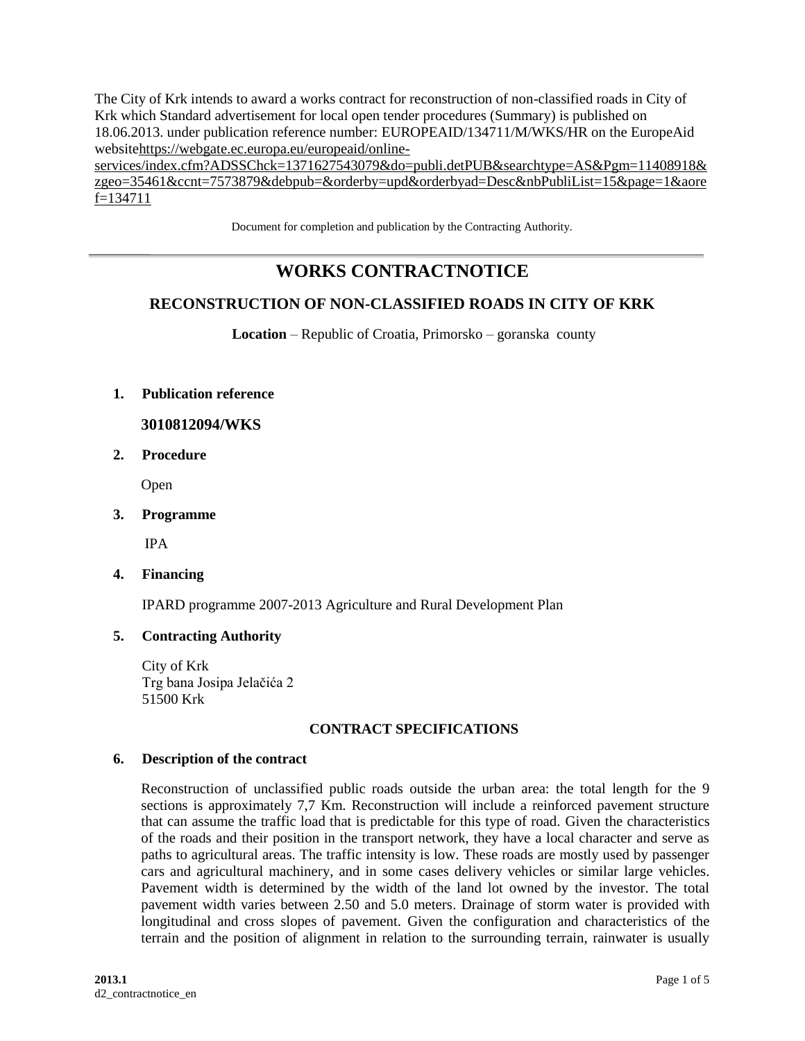The City of Krk intends to award a works contract for reconstruction of non-classified roads in City of Krk which Standard advertisement for local open tender procedures (Summary) is published on 18.06.2013. under publication reference number: EUROPEAID/134711/M/WKS/HR on the EuropeAid websitehttps://webgate.ec.europa.eu/europeaid/online-services/index.cfm?ADSSChck=1371627543079&do=publi.detPUB&searchtype=AS&Pgm=11408918&zgeo=35461&ccnt=7573879&debpub=&orderby=upd&orderbyad=Desc&nbPubliList=15&page=1&aoref=134711

Document for completion and publication by the Contracting Authority.

# WORKS CONTRACTNOTICE

## RECONSTRUCTION OF NON-CLASSIFIED ROADS IN CITY OF KRK

**Location** – Republic of Croatia, Primorsko – goranska county

1. **Publication reference**

   **3010812094/WKS**

2. **Procedure**

   Open

3. **Programme**

   IPA

4. **Financing**

   IPARD programme 2007-2013 Agriculture and Rural Development Plan

5. **Contracting Authority**

   City of Krk
   Trg bana Josipa Jelačića 2
   51500 Krk

**CONTRACT SPECIFICATIONS**

6. **Description of the contract**

   Reconstruction of unclassified public roads outside the urban area: the total length for the 9 sections is approximately 7,7 Km. Reconstruction will include a reinforced pavement structure that can assume the traffic load that is predictable for this type of road. Given the characteristics of the roads and their position in the transport network, they have a local character and serve as paths to agricultural areas. The traffic intensity is low. These roads are mostly used by passenger cars and agricultural machinery, and in some cases delivery vehicles or similar large vehicles. Pavement width is determined by the width of the land lot owned by the investor. The total pavement width varies between 2.50 and 5.0 meters. Drainage of storm water is provided with longitudinal and cross slopes of pavement. Given the configuration and characteristics of the terrain and the position of alignment in relation to the surrounding terrain, rainwater is usually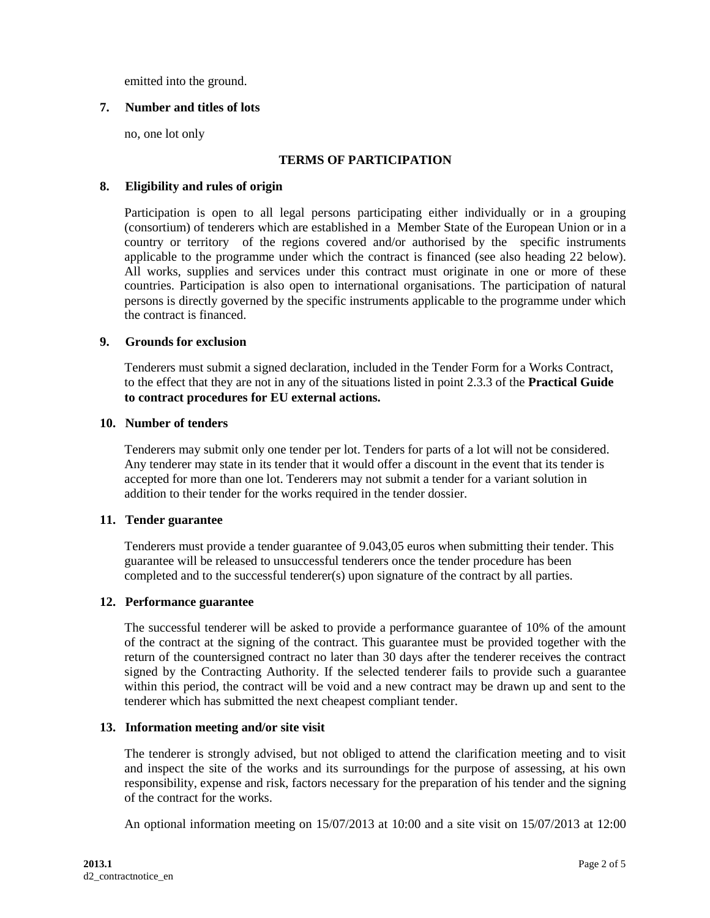emitted into the ground.

### 7. Number and titles of lots

no, one lot only

## TERMS OF PARTICIPATION

### 8. Eligibility and rules of origin

Participation is open to all legal persons participating either individually or in a grouping (consortium) of tenderers which are established in a Member State of the European Union or in a country or territory of the regions covered and/or authorised by the specific instruments applicable to the programme under which the contract is financed (see also heading 22 below). All works, supplies and services under this contract must originate in one or more of these countries. Participation is also open to international organisations. The participation of natural persons is directly governed by the specific instruments applicable to the programme under which the contract is financed.

### 9. Grounds for exclusion

Tenderers must submit a signed declaration, included in the Tender Form for a Works Contract, to the effect that they are not in any of the situations listed in point 2.3.3 of the **Practical Guide to contract procedures for EU external actions.**

### 10. Number of tenders

Tenderers may submit only one tender per lot. Tenders for parts of a lot will not be considered. Any tenderer may state in its tender that it would offer a discount in the event that its tender is accepted for more than one lot. Tenderers may not submit a tender for a variant solution in addition to their tender for the works required in the tender dossier.

### 11. Tender guarantee

Tenderers must provide a tender guarantee of 9.043,05 euros when submitting their tender. This guarantee will be released to unsuccessful tenderers once the tender procedure has been completed and to the successful tenderer(s) upon signature of the contract by all parties.

### 12. Performance guarantee

The successful tenderer will be asked to provide a performance guarantee of 10% of the amount of the contract at the signing of the contract. This guarantee must be provided together with the return of the countersigned contract no later than 30 days after the tenderer receives the contract signed by the Contracting Authority. If the selected tenderer fails to provide such a guarantee within this period, the contract will be void and a new contract may be drawn up and sent to the tenderer which has submitted the next cheapest compliant tender.

### 13. Information meeting and/or site visit

The tenderer is strongly advised, but not obliged to attend the clarification meeting and to visit and inspect the site of the works and its surroundings for the purpose of assessing, at his own responsibility, expense and risk, factors necessary for the preparation of his tender and the signing of the contract for the works.

An optional information meeting on 15/07/2013 at 10:00 and a site visit on 15/07/2013 at 12:00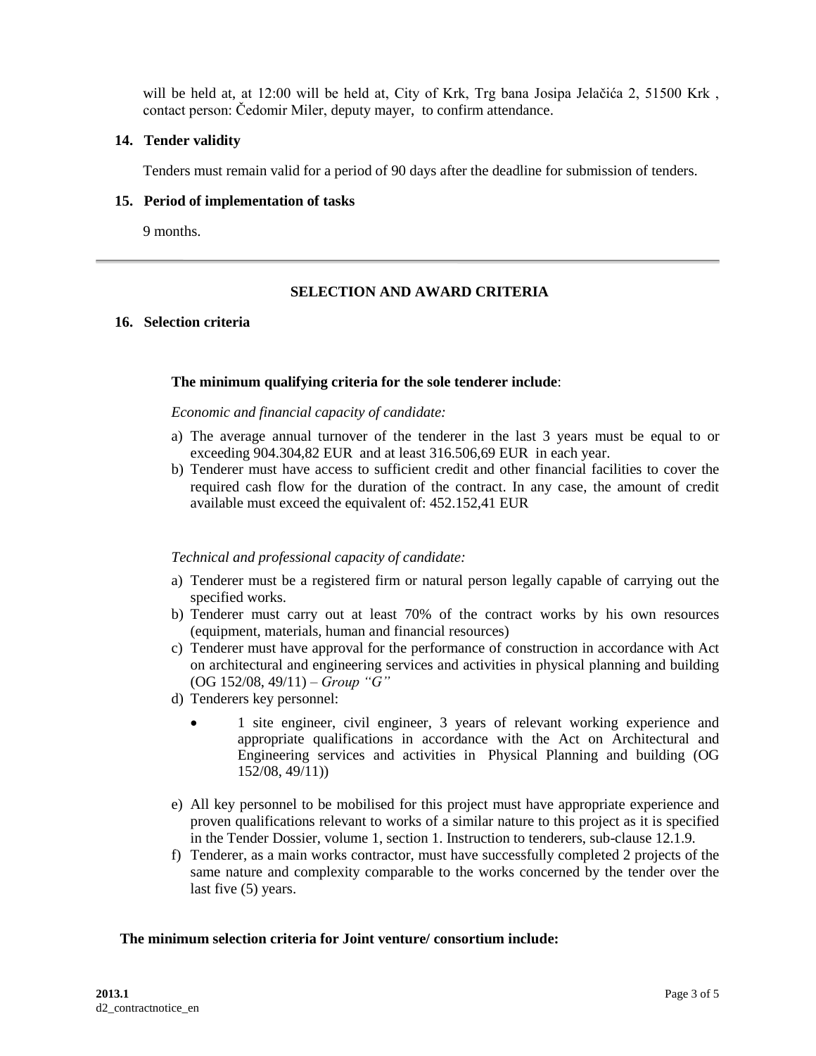will be held at, at 12:00 will be held at, City of Krk, Trg bana Josipa Jelačića 2, 51500 Krk , contact person: Čedomir Miler, deputy mayer, to confirm attendance.

**14. Tender validity**

Tenders must remain valid for a period of 90 days after the deadline for submission of tenders.

**15. Period of implementation of tasks**

9 months.

---

## SELECTION AND AWARD CRITERIA

**16. Selection criteria**

**The minimum qualifying criteria for the sole tenderer include**:

*Economic and financial capacity of candidate:*

a) The average annual turnover of the tenderer in the last 3 years must be equal to or exceeding 904.304,82 EUR and at least 316.506,69 EUR in each year.
b) Tenderer must have access to sufficient credit and other financial facilities to cover the required cash flow for the duration of the contract. In any case, the amount of credit available must exceed the equivalent of: 452.152,41 EUR

*Technical and professional capacity of candidate:*

a) Tenderer must be a registered firm or natural person legally capable of carrying out the specified works.
b) Tenderer must carry out at least 70% of the contract works by his own resources (equipment, materials, human and financial resources)
c) Tenderer must have approval for the performance of construction in accordance with Act on architectural and engineering services and activities in physical planning and building (OG 152/08, 49/11) – *Group "G"*
d) Tenderers key personnel:
    - 1 site engineer, civil engineer, 3 years of relevant working experience and appropriate qualifications in accordance with the Act on Architectural and Engineering services and activities in Physical Planning and building (OG 152/08, 49/11))
e) All key personnel to be mobilised for this project must have appropriate experience and proven qualifications relevant to works of a similar nature to this project as it is specified in the Tender Dossier, volume 1, section 1. Instruction to tenderers, sub-clause 12.1.9.
f) Tenderer, as a main works contractor, must have successfully completed 2 projects of the same nature and complexity comparable to the works concerned by the tender over the last five (5) years.

**The minimum selection criteria for Joint venture/ consortium include:**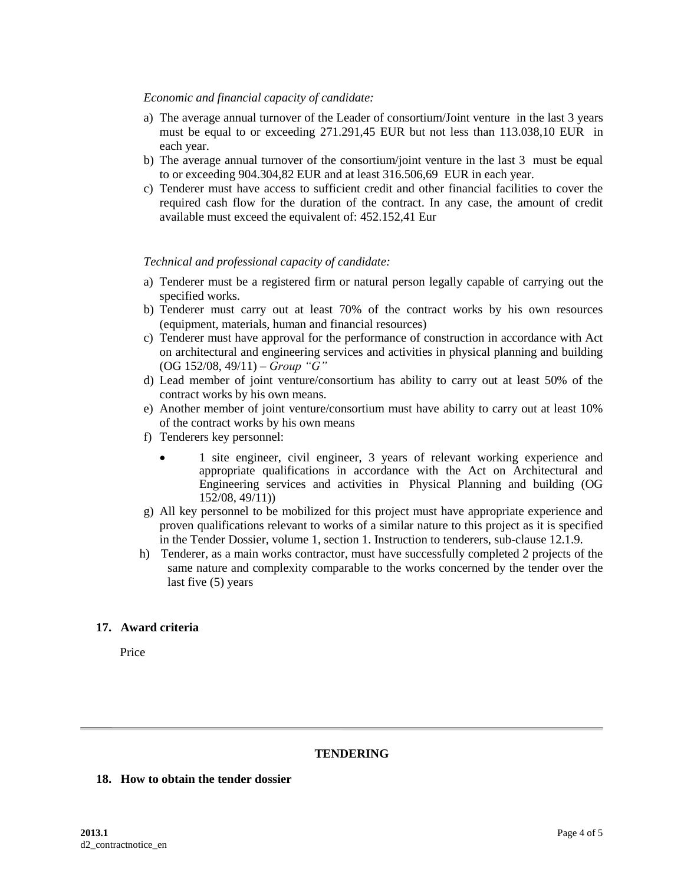*Economic and financial capacity of candidate:*

a) The average annual turnover of the Leader of consortium/Joint venture in the last 3 years must be equal to or exceeding 271.291,45 EUR but not less than 113.038,10 EUR in each year.
b) The average annual turnover of the consortium/joint venture in the last 3 must be equal to or exceeding 904.304,82 EUR and at least 316.506,69 EUR in each year.
c) Tenderer must have access to sufficient credit and other financial facilities to cover the required cash flow for the duration of the contract. In any case, the amount of credit available must exceed the equivalent of: 452.152,41 Eur

*Technical and professional capacity of candidate:*

a) Tenderer must be a registered firm or natural person legally capable of carrying out the specified works.
b) Tenderer must carry out at least 70% of the contract works by his own resources (equipment, materials, human and financial resources)
c) Tenderer must have approval for the performance of construction in accordance with Act on architectural and engineering services and activities in physical planning and building (OG 152/08, 49/11) – *Group "G"*
d) Lead member of joint venture/consortium has ability to carry out at least 50% of the contract works by his own means.
e) Another member of joint venture/consortium must have ability to carry out at least 10% of the contract works by his own means
f) Tenderers key personnel:
   - 1 site engineer, civil engineer, 3 years of relevant working experience and appropriate qualifications in accordance with the Act on Architectural and Engineering services and activities in Physical Planning and building (OG 152/08, 49/11))
g) All key personnel to be mobilized for this project must have appropriate experience and proven qualifications relevant to works of a similar nature to this project as it is specified in the Tender Dossier, volume 1, section 1. Instruction to tenderers, sub-clause 12.1.9.
h) Tenderer, as a main works contractor, must have successfully completed 2 projects of the same nature and complexity comparable to the works concerned by the tender over the last five (5) years

## 17. Award criteria

Price

---

## TENDERING

## 18. How to obtain the tender dossier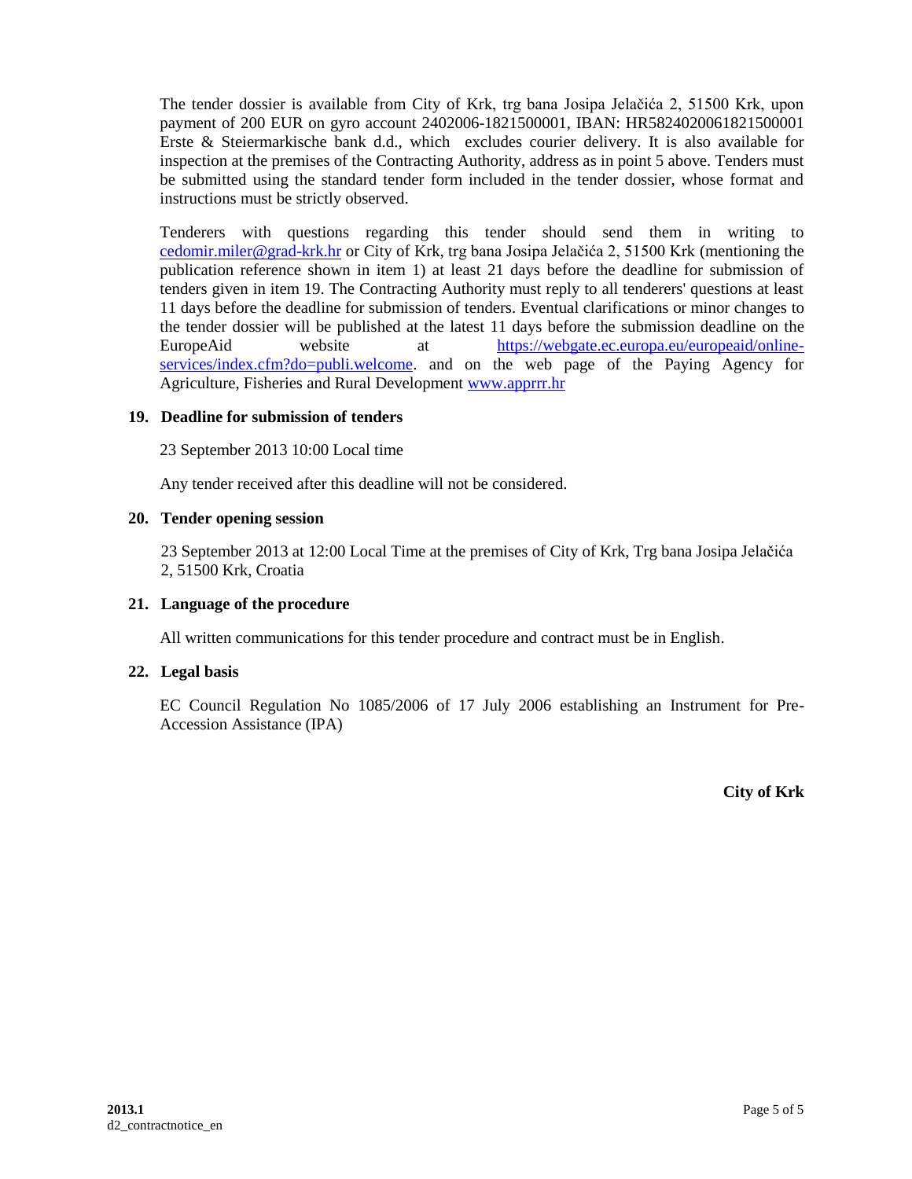The tender dossier is available from City of Krk, trg bana Josipa Jelačića 2, 51500 Krk, upon payment of 200 EUR on gyro account 2402006-1821500001, IBAN: HR5824020061821500001 Erste & Steiermarkische bank d.d., which excludes courier delivery. It is also available for inspection at the premises of the Contracting Authority, address as in point 5 above. Tenders must be submitted using the standard tender form included in the tender dossier, whose format and instructions must be strictly observed.

Tenderers with questions regarding this tender should send them in writing to cedomir.miler@grad-krk.hr or City of Krk, trg bana Josipa Jelačića 2, 51500 Krk (mentioning the publication reference shown in item 1) at least 21 days before the deadline for submission of tenders given in item 19. The Contracting Authority must reply to all tenderers' questions at least 11 days before the deadline for submission of tenders. Eventual clarifications or minor changes to the tender dossier will be published at the latest 11 days before the submission deadline on the EuropeAid website at https://webgate.ec.europa.eu/europeaid/online-services/index.cfm?do=publi.welcome. and on the web page of the Paying Agency for Agriculture, Fisheries and Rural Development www.apprrr.hr

## 19. Deadline for submission of tenders

23 September 2013 10:00 Local time

Any tender received after this deadline will not be considered.

## 20. Tender opening session

23 September 2013 at 12:00 Local Time at the premises of City of Krk, Trg bana Josipa Jelačića 2, 51500 Krk, Croatia

## 21. Language of the procedure

All written communications for this tender procedure and contract must be in English.

## 22. Legal basis

EC Council Regulation No 1085/2006 of 17 July 2006 establishing an Instrument for Pre-Accession Assistance (IPA)

**City of Krk**